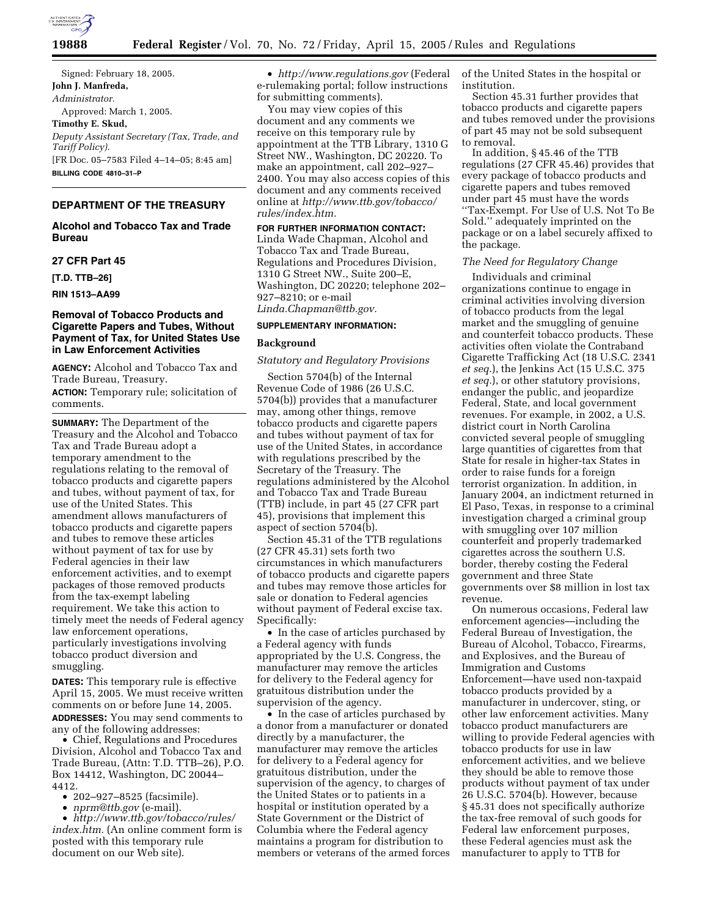Signed: February 18, 2005.

**John J. Manfreda,**

*Administrator.*

Approved: March 1, 2005.

**Timothy E. Skud,**

*Deputy Assistant Secretary (Tax, Trade, and Tariff Policy).*

[FR Doc. 05–7583 Filed 4–14–05; 8:45 am]

**BILLING CODE 4810–31–P**

---

## DEPARTMENT OF THE TREASURY

### Alcohol and Tobacco Tax and Trade Bureau

### 27 CFR Part 45

**[T.D. TTB–26]**

**RIN 1513–AA99**

### Removal of Tobacco Products and Cigarette Papers and Tubes, Without Payment of Tax, for United States Use in Law Enforcement Activities

**AGENCY:** Alcohol and Tobacco Tax and Trade Bureau, Treasury.

**ACTION:** Temporary rule; solicitation of comments.

**SUMMARY:** The Department of the Treasury and the Alcohol and Tobacco Tax and Trade Bureau adopt a temporary amendment to the regulations relating to the removal of tobacco products and cigarette papers and tubes, without payment of tax, for use of the United States. This amendment allows manufacturers of tobacco products and cigarette papers and tubes to remove these articles without payment of tax for use by Federal agencies in their law enforcement activities, and to exempt packages of those removed products from the tax-exempt labeling requirement. We take this action to timely meet the needs of Federal agency law enforcement operations, particularly investigations involving tobacco product diversion and smuggling.

**DATES:** This temporary rule is effective April 15, 2005. We must receive written comments on or before June 14, 2005.

**ADDRESSES:** You may send comments to any of the following addresses:

- Chief, Regulations and Procedures Division, Alcohol and Tobacco Tax and Trade Bureau, (Attn: T.D. TTB–26), P.O. Box 14412, Washington, DC 20044–4412.
- 202–927–8525 (facsimile).
- *nprm@ttb.gov* (e-mail).
- *http://www.ttb.gov/tobacco/rules/index.htm.* (An online comment form is posted with this temporary rule document on our Web site).
- *http://www.regulations.gov* (Federal e-rulemaking portal; follow instructions for submitting comments).

You may view copies of this document and any comments we receive on this temporary rule by appointment at the TTB Library, 1310 G Street NW., Washington, DC 20220. To make an appointment, call 202–927–2400. You may also access copies of this document and any comments received online at *http://www.ttb.gov/tobacco/rules/index.htm.*

**FOR FURTHER INFORMATION CONTACT:** Linda Wade Chapman, Alcohol and Tobacco Tax and Trade Bureau, Regulations and Procedures Division, 1310 G Street NW., Suite 200–E, Washington, DC 20220; telephone 202–927–8210; or e-mail *Linda.Chapman@ttb.gov.*

**SUPPLEMENTARY INFORMATION:**

## Background

### *Statutory and Regulatory Provisions*

Section 5704(b) of the Internal Revenue Code of 1986 (26 U.S.C. 5704(b)) provides that a manufacturer may, among other things, remove tobacco products and cigarette papers and tubes without payment of tax for use of the United States, in accordance with regulations prescribed by the Secretary of the Treasury. The regulations administered by the Alcohol and Tobacco Tax and Trade Bureau (TTB) include, in part 45 (27 CFR part 45), provisions that implement this aspect of section 5704(b).

Section 45.31 of the TTB regulations (27 CFR 45.31) sets forth two circumstances in which manufacturers of tobacco products and cigarette papers and tubes may remove those articles for sale or donation to Federal agencies without payment of Federal excise tax. Specifically:

- In the case of articles purchased by a Federal agency with funds appropriated by the U.S. Congress, the manufacturer may remove the articles for delivery to the Federal agency for gratuitous distribution under the supervision of the agency.
- In the case of articles purchased by a donor from a manufacturer or donated directly by a manufacturer, the manufacturer may remove the articles for delivery to a Federal agency for gratuitous distribution, under the supervision of the agency, to charges of the United States or to patients in a hospital or institution operated by a State Government or the District of Columbia where the Federal agency maintains a program for distribution to members or veterans of the armed forces of the United States in the hospital or institution.

Section 45.31 further provides that tobacco products and cigarette papers and tubes removed under the provisions of part 45 may not be sold subsequent to removal.

In addition, § 45.46 of the TTB regulations (27 CFR 45.46) provides that every package of tobacco products and cigarette papers and tubes removed under part 45 must have the words ''Tax-Exempt. For Use of U.S. Not To Be Sold.'' adequately imprinted on the package or on a label securely affixed to the package.

### *The Need for Regulatory Change*

Individuals and criminal organizations continue to engage in criminal activities involving diversion of tobacco products from the legal market and the smuggling of genuine and counterfeit tobacco products. These activities often violate the Contraband Cigarette Trafficking Act (18 U.S.C. 2341 *et seq.*), the Jenkins Act (15 U.S.C. 375 *et seq.*), or other statutory provisions, endanger the public, and jeopardize Federal, State, and local government revenues. For example, in 2002, a U.S. district court in North Carolina convicted several people of smuggling large quantities of cigarettes from that State for resale in higher-tax States in order to raise funds for a foreign terrorist organization. In addition, in January 2004, an indictment returned in El Paso, Texas, in response to a criminal investigation charged a criminal group with smuggling over 107 million counterfeit and properly trademarked cigarettes across the southern U.S. border, thereby costing the Federal government and three State governments over $8 million in lost tax revenue.

On numerous occasions, Federal law enforcement agencies—including the Federal Bureau of Investigation, the Bureau of Alcohol, Tobacco, Firearms, and Explosives, and the Bureau of Immigration and Customs Enforcement—have used non-taxpaid tobacco products provided by a manufacturer in undercover, sting, or other law enforcement activities. Many tobacco product manufacturers are willing to provide Federal agencies with tobacco products for use in law enforcement activities, and we believe they should be able to remove those products without payment of tax under 26 U.S.C. 5704(b). However, because § 45.31 does not specifically authorize the tax-free removal of such goods for Federal law enforcement purposes, these Federal agencies must ask the manufacturer to apply to TTB for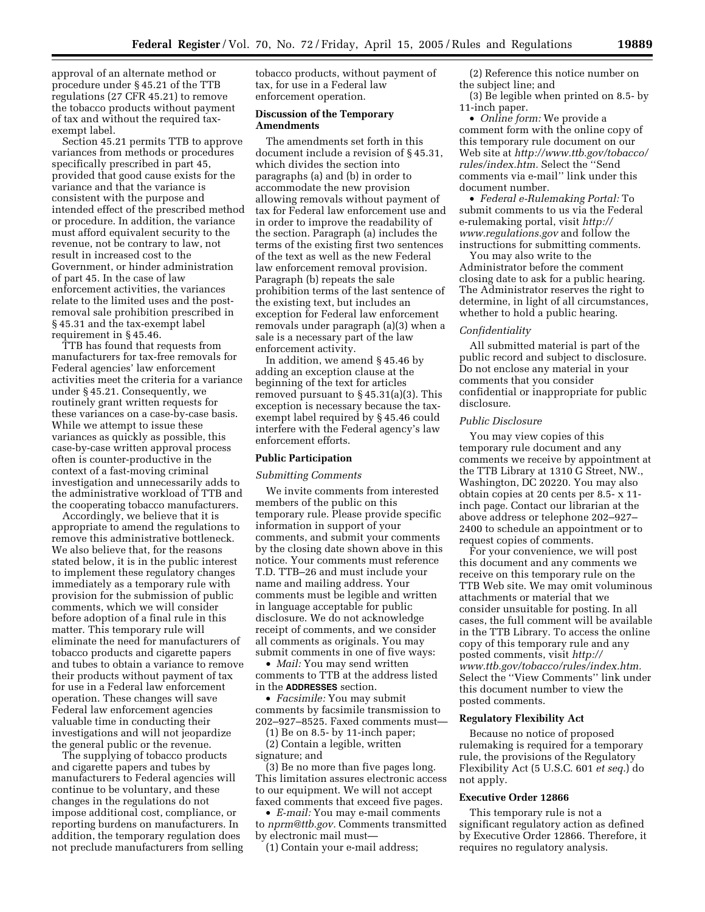approval of an alternate method or procedure under § 45.21 of the TTB regulations (27 CFR 45.21) to remove the tobacco products without payment of tax and without the required tax-exempt label.

Section 45.21 permits TTB to approve variances from methods or procedures specifically prescribed in part 45, provided that good cause exists for the variance and that the variance is consistent with the purpose and intended effect of the prescribed method or procedure. In addition, the variance must afford equivalent security to the revenue, not be contrary to law, not result in increased cost to the Government, or hinder administration of part 45. In the case of law enforcement activities, the variances relate to the limited uses and the post-removal sale prohibition prescribed in § 45.31 and the tax-exempt label requirement in § 45.46.

TTB has found that requests from manufacturers for tax-free removals for Federal agencies' law enforcement activities meet the criteria for a variance under § 45.21. Consequently, we routinely grant written requests for these variances on a case-by-case basis. While we attempt to issue these variances as quickly as possible, this case-by-case written approval process often is counter-productive in the context of a fast-moving criminal investigation and unnecessarily adds to the administrative workload of TTB and the cooperating tobacco manufacturers.

Accordingly, we believe that it is appropriate to amend the regulations to remove this administrative bottleneck. We also believe that, for the reasons stated below, it is in the public interest to implement these regulatory changes immediately as a temporary rule with provision for the submission of public comments, which we will consider before adoption of a final rule in this matter. This temporary rule will eliminate the need for manufacturers of tobacco products and cigarette papers and tubes to obtain a variance to remove their products without payment of tax for use in a Federal law enforcement operation. These changes will save Federal law enforcement agencies valuable time in conducting their investigations and will not jeopardize the general public or the revenue.

The supplying of tobacco products and cigarette papers and tubes by manufacturers to Federal agencies will continue to be voluntary, and these changes in the regulations do not impose additional cost, compliance, or reporting burdens on manufacturers. In addition, the temporary regulation does not preclude manufacturers from selling tobacco products, without payment of tax, for use in a Federal law enforcement operation.

## Discussion of the Temporary Amendments

The amendments set forth in this document include a revision of § 45.31, which divides the section into paragraphs (a) and (b) in order to accommodate the new provision allowing removals without payment of tax for Federal law enforcement use and in order to improve the readability of the section. Paragraph (a) includes the terms of the existing first two sentences of the text as well as the new Federal law enforcement removal provision. Paragraph (b) repeats the sale prohibition terms of the last sentence of the existing text, but includes an exception for Federal law enforcement removals under paragraph (a)(3) when a sale is a necessary part of the law enforcement activity.

In addition, we amend § 45.46 by adding an exception clause at the beginning of the text for articles removed pursuant to § 45.31(a)(3). This exception is necessary because the tax-exempt label required by § 45.46 could interfere with the Federal agency's law enforcement efforts.

## Public Participation

### *Submitting Comments*

We invite comments from interested members of the public on this temporary rule. Please provide specific information in support of your comments, and submit your comments by the closing date shown above in this notice. Your comments must reference T.D. TTB–26 and must include your name and mailing address. Your comments must be legible and written in language acceptable for public disclosure. We do not acknowledge receipt of comments, and we consider all comments as originals. You may submit comments in one of five ways:

- *Mail:* You may send written comments to TTB at the address listed in the **ADDRESSES** section.
- *Facsimile:* You may submit comments by facsimile transmission to 202–927–8525. Faxed comments must—

(1) Be on 8.5- by 11-inch paper;

(2) Contain a legible, written signature; and

(3) Be no more than five pages long. This limitation assures electronic access to our equipment. We will not accept faxed comments that exceed five pages.

- *E-mail:* You may e-mail comments to *nprm@ttb.gov.* Comments transmitted by electronic mail must—

(1) Contain your e-mail address;

(2) Reference this notice number on the subject line; and

(3) Be legible when printed on 8.5- by 11-inch paper.

- *Online form:* We provide a comment form with the online copy of this temporary rule document on our Web site at *http://www.ttb.gov/tobacco/rules/index.htm.* Select the "Send comments via e-mail" link under this document number.
- *Federal e-Rulemaking Portal:* To submit comments to us via the Federal e-rulemaking portal, visit *http://www.regulations.gov* and follow the instructions for submitting comments.

You may also write to the Administrator before the comment closing date to ask for a public hearing. The Administrator reserves the right to determine, in light of all circumstances, whether to hold a public hearing.

### *Confidentiality*

All submitted material is part of the public record and subject to disclosure. Do not enclose any material in your comments that you consider confidential or inappropriate for public disclosure.

### *Public Disclosure*

You may view copies of this temporary rule document and any comments we receive by appointment at the TTB Library at 1310 G Street, NW., Washington, DC 20220. You may also obtain copies at 20 cents per 8.5- x 11-inch page. Contact our librarian at the above address or telephone 202–927–2400 to schedule an appointment or to request copies of comments.

For your convenience, we will post this document and any comments we receive on this temporary rule on the TTB Web site. We may omit voluminous attachments or material that we consider unsuitable for posting. In all cases, the full comment will be available in the TTB Library. To access the online copy of this temporary rule and any posted comments, visit *http://www.ttb.gov/tobacco/rules/index.htm.* Select the "View Comments" link under this document number to view the posted comments.

## Regulatory Flexibility Act

Because no notice of proposed rulemaking is required for a temporary rule, the provisions of the Regulatory Flexibility Act (5 U.S.C. 601 *et seq.*) do not apply.

## Executive Order 12866

This temporary rule is not a significant regulatory action as defined by Executive Order 12866. Therefore, it requires no regulatory analysis.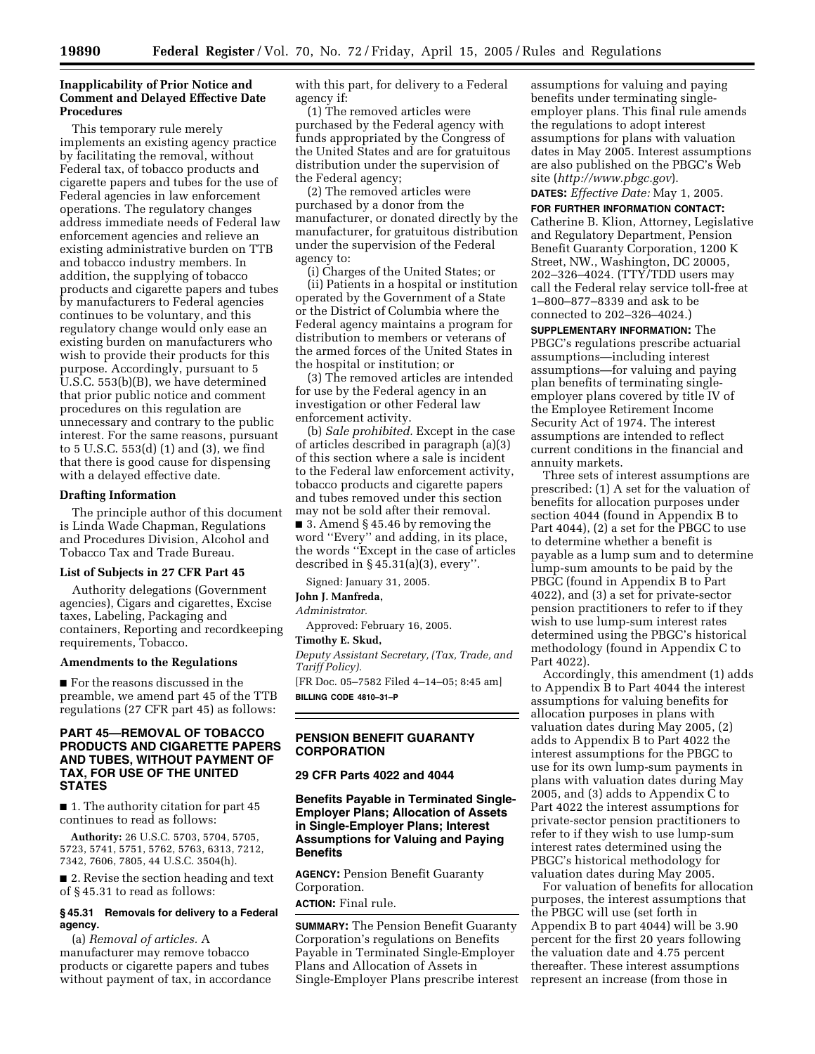### Inapplicability of Prior Notice and Comment and Delayed Effective Date Procedures

This temporary rule merely implements an existing agency practice by facilitating the removal, without Federal tax, of tobacco products and cigarette papers and tubes for the use of Federal agencies in law enforcement operations. The regulatory changes address immediate needs of Federal law enforcement agencies and relieve an existing administrative burden on TTB and tobacco industry members. In addition, the supplying of tobacco products and cigarette papers and tubes by manufacturers to Federal agencies continues to be voluntary, and this regulatory change would only ease an existing burden on manufacturers who wish to provide their products for this purpose. Accordingly, pursuant to 5 U.S.C. 553(b)(B), we have determined that prior public notice and comment procedures on this regulation are unnecessary and contrary to the public interest. For the same reasons, pursuant to 5 U.S.C. 553(d) (1) and (3), we find that there is good cause for dispensing with a delayed effective date.

### Drafting Information

The principle author of this document is Linda Wade Chapman, Regulations and Procedures Division, Alcohol and Tobacco Tax and Trade Bureau.

### List of Subjects in 27 CFR Part 45

Authority delegations (Government agencies), Cigars and cigarettes, Excise taxes, Labeling, Packaging and containers, Reporting and recordkeeping requirements, Tobacco.

### Amendments to the Regulations

■ For the reasons discussed in the preamble, we amend part 45 of the TTB regulations (27 CFR part 45) as follows:

## PART 45—REMOVAL OF TOBACCO PRODUCTS AND CIGARETTE PAPERS AND TUBES, WITHOUT PAYMENT OF TAX, FOR USE OF THE UNITED STATES

■ 1. The authority citation for part 45 continues to read as follows:

**Authority:** 26 U.S.C. 5703, 5704, 5705, 5723, 5741, 5751, 5762, 5763, 6313, 7212, 7342, 7606, 7805, 44 U.S.C. 3504(h).

■ 2. Revise the section heading and text of § 45.31 to read as follows:

#### § 45.31 Removals for delivery to a Federal agency.

(a) *Removal of articles.* A manufacturer may remove tobacco products or cigarette papers and tubes without payment of tax, in accordance with this part, for delivery to a Federal agency if:

(1) The removed articles were purchased by the Federal agency with funds appropriated by the Congress of the United States and are for gratuitous distribution under the supervision of the Federal agency;

(2) The removed articles were purchased by a donor from the manufacturer, or donated directly by the manufacturer, for gratuitous distribution under the supervision of the Federal agency to:

(i) Charges of the United States; or

(ii) Patients in a hospital or institution operated by the Government of a State or the District of Columbia where the Federal agency maintains a program for distribution to members or veterans of the armed forces of the United States in the hospital or institution; or

(3) The removed articles are intended for use by the Federal agency in an investigation or other Federal law enforcement activity.

(b) *Sale prohibited.* Except in the case of articles described in paragraph (a)(3) of this section where a sale is incident to the Federal law enforcement activity, tobacco products and cigarette papers and tubes removed under this section may not be sold after their removal.

■ 3. Amend § 45.46 by removing the word ''Every'' and adding, in its place, the words ''Except in the case of articles described in § 45.31(a)(3), every''.

Signed: January 31, 2005.

**John J. Manfreda,**

*Administrator.*

Approved: February 16, 2005.

**Timothy E. Skud,**

*Deputy Assistant Secretary, (Tax, Trade, and Tariff Policy).*

[FR Doc. 05–7582 Filed 4–14–05; 8:45 am]

**BILLING CODE 4810–31–P**

---

## PENSION BENEFIT GUARANTY CORPORATION

## 29 CFR Parts 4022 and 4044

## Benefits Payable in Terminated Single-Employer Plans; Allocation of Assets in Single-Employer Plans; Interest Assumptions for Valuing and Paying Benefits

**AGENCY:** Pension Benefit Guaranty Corporation.

**ACTION:** Final rule.

**SUMMARY:** The Pension Benefit Guaranty Corporation's regulations on Benefits Payable in Terminated Single-Employer Plans and Allocation of Assets in Single-Employer Plans prescribe interest assumptions for valuing and paying benefits under terminating single-employer plans. This final rule amends the regulations to adopt interest assumptions for plans with valuation dates in May 2005. Interest assumptions are also published on the PBGC's Web site (*http://www.pbgc.gov*).

**DATES:** *Effective Date:* May 1, 2005.

**FOR FURTHER INFORMATION CONTACT:** Catherine B. Klion, Attorney, Legislative and Regulatory Department, Pension Benefit Guaranty Corporation, 1200 K Street, NW., Washington, DC 20005, 202–326–4024. (TTY/TDD users may call the Federal relay service toll-free at 1–800–877–8339 and ask to be connected to 202–326–4024.)

**SUPPLEMENTARY INFORMATION:** The PBGC's regulations prescribe actuarial assumptions—including interest assumptions—for valuing and paying plan benefits of terminating single-employer plans covered by title IV of the Employee Retirement Income Security Act of 1974. The interest assumptions are intended to reflect current conditions in the financial and annuity markets.

Three sets of interest assumptions are prescribed: (1) A set for the valuation of benefits for allocation purposes under section 4044 (found in Appendix B to Part 4044), (2) a set for the PBGC to use to determine whether a benefit is payable as a lump sum and to determine lump-sum amounts to be paid by the PBGC (found in Appendix B to Part 4022), and (3) a set for private-sector pension practitioners to refer to if they wish to use lump-sum interest rates determined using the PBGC's historical methodology (found in Appendix C to Part 4022).

Accordingly, this amendment (1) adds to Appendix B to Part 4044 the interest assumptions for valuing benefits for allocation purposes in plans with valuation dates during May 2005, (2) adds to Appendix B to Part 4022 the interest assumptions for the PBGC to use for its own lump-sum payments in plans with valuation dates during May 2005, and (3) adds to Appendix C to Part 4022 the interest assumptions for private-sector pension practitioners to refer to if they wish to use lump-sum interest rates determined using the PBGC's historical methodology for valuation dates during May 2005.

For valuation of benefits for allocation purposes, the interest assumptions that the PBGC will use (set forth in Appendix B to part 4044) will be 3.90 percent for the first 20 years following the valuation date and 4.75 percent thereafter. These interest assumptions represent an increase (from those in